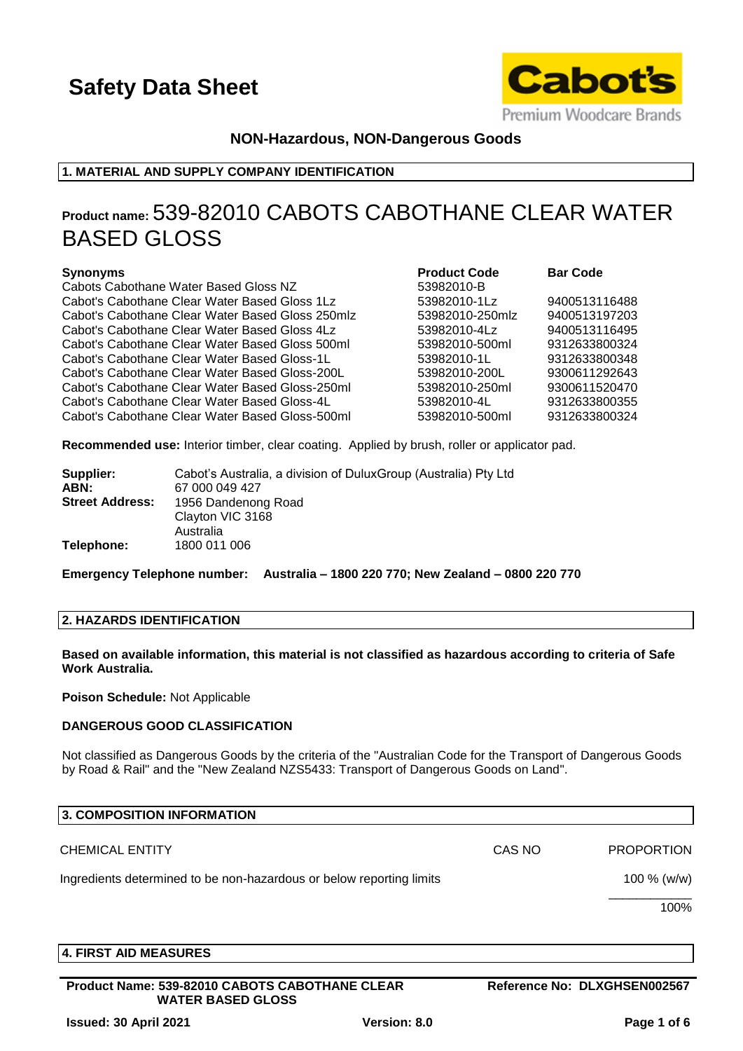# Safety Data Sheet

Cabot's Premium Woodcare Brands

**NON-Hazardous, NON-Dangerous Goods**

## 1. MATERIAL AND SUPPLY COMPANY IDENTIFICATION

**Product name:** 539-82010 CABOTS CABOTHANE CLEAR WATER BASED GLOSS

| Synonyms | Product Code | Bar Code |
|---|---|---|
| Cabots Cabothane Water Based Gloss NZ | 53982010-B | |
| Cabot's Cabothane Clear Water Based Gloss 1Lz | 53982010-1Lz | 9400513116488 |
| Cabot's Cabothane Clear Water Based Gloss 250mlz | 53982010-250mlz | 9400513197203 |
| Cabot's Cabothane Clear Water Based Gloss 4Lz | 53982010-4Lz | 9400513116495 |
| Cabot's Cabothane Clear Water Based Gloss 500ml | 53982010-500ml | 9312633800324 |
| Cabot's Cabothane Clear Water Based Gloss-1L | 53982010-1L | 9312633800348 |
| Cabot's Cabothane Clear Water Based Gloss-200L | 53982010-200L | 9300611292643 |
| Cabot's Cabothane Clear Water Based Gloss-250ml | 53982010-250ml | 9300611520470 |
| Cabot's Cabothane Clear Water Based Gloss-4L | 53982010-4L | 9312633800355 |
| Cabot's Cabothane Clear Water Based Gloss-500ml | 53982010-500ml | 9312633800324 |

**Recommended use:** Interior timber, clear coating. Applied by brush, roller or applicator pad.

**Supplier:** Cabot's Australia, a division of DuluxGroup (Australia) Pty Ltd
**ABN:** 67 000 049 427
**Street Address:** 1956 Dandenong Road
Clayton VIC 3168
Australia
**Telephone:** 1800 011 006

**Emergency Telephone number: Australia – 1800 220 770; New Zealand – 0800 220 770**

## 2. HAZARDS IDENTIFICATION

**Based on available information, this material is not classified as hazardous according to criteria of Safe Work Australia.**

**Poison Schedule:** Not Applicable

**DANGEROUS GOOD CLASSIFICATION**

Not classified as Dangerous Goods by the criteria of the "Australian Code for the Transport of Dangerous Goods by Road & Rail" and the "New Zealand NZS5433: Transport of Dangerous Goods on Land".

## 3. COMPOSITION INFORMATION

| CHEMICAL ENTITY | CAS NO | PROPORTION |
|---|---|---|
| Ingredients determined to be non-hazardous or below reporting limits | | 100 % (w/w) |
| | | 100% |

## 4. FIRST AID MEASURES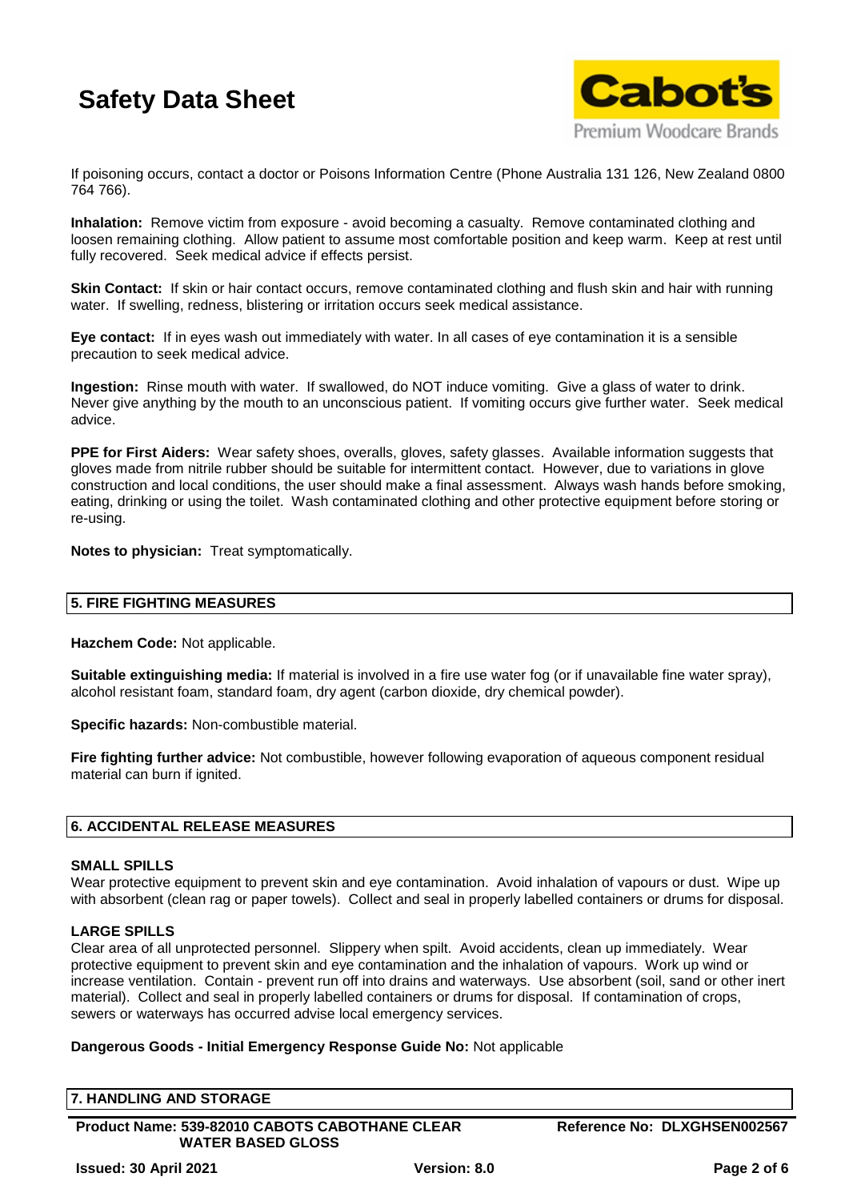If poisoning occurs, contact a doctor or Poisons Information Centre (Phone Australia 131 126, New Zealand 0800 764 766).

**Inhalation:** Remove victim from exposure - avoid becoming a casualty. Remove contaminated clothing and loosen remaining clothing. Allow patient to assume most comfortable position and keep warm. Keep at rest until fully recovered. Seek medical advice if effects persist.

**Skin Contact:** If skin or hair contact occurs, remove contaminated clothing and flush skin and hair with running water. If swelling, redness, blistering or irritation occurs seek medical assistance.

**Eye contact:** If in eyes wash out immediately with water. In all cases of eye contamination it is a sensible precaution to seek medical advice.

**Ingestion:** Rinse mouth with water. If swallowed, do NOT induce vomiting. Give a glass of water to drink. Never give anything by the mouth to an unconscious patient. If vomiting occurs give further water. Seek medical advice.

**PPE for First Aiders:** Wear safety shoes, overalls, gloves, safety glasses. Available information suggests that gloves made from nitrile rubber should be suitable for intermittent contact. However, due to variations in glove construction and local conditions, the user should make a final assessment. Always wash hands before smoking, eating, drinking or using the toilet. Wash contaminated clothing and other protective equipment before storing or re-using.

**Notes to physician:** Treat symptomatically.

## 5. FIRE FIGHTING MEASURES

**Hazchem Code:** Not applicable.

**Suitable extinguishing media:** If material is involved in a fire use water fog (or if unavailable fine water spray), alcohol resistant foam, standard foam, dry agent (carbon dioxide, dry chemical powder).

**Specific hazards:** Non-combustible material.

**Fire fighting further advice:** Not combustible, however following evaporation of aqueous component residual material can burn if ignited.

## 6. ACCIDENTAL RELEASE MEASURES

### SMALL SPILLS

Wear protective equipment to prevent skin and eye contamination. Avoid inhalation of vapours or dust. Wipe up with absorbent (clean rag or paper towels). Collect and seal in properly labelled containers or drums for disposal.

### LARGE SPILLS

Clear area of all unprotected personnel. Slippery when spilt. Avoid accidents, clean up immediately. Wear protective equipment to prevent skin and eye contamination and the inhalation of vapours. Work up wind or increase ventilation. Contain - prevent run off into drains and waterways. Use absorbent (soil, sand or other inert material). Collect and seal in properly labelled containers or drums for disposal. If contamination of crops, sewers or waterways has occurred advise local emergency services.

**Dangerous Goods - Initial Emergency Response Guide No:** Not applicable

## 7. HANDLING AND STORAGE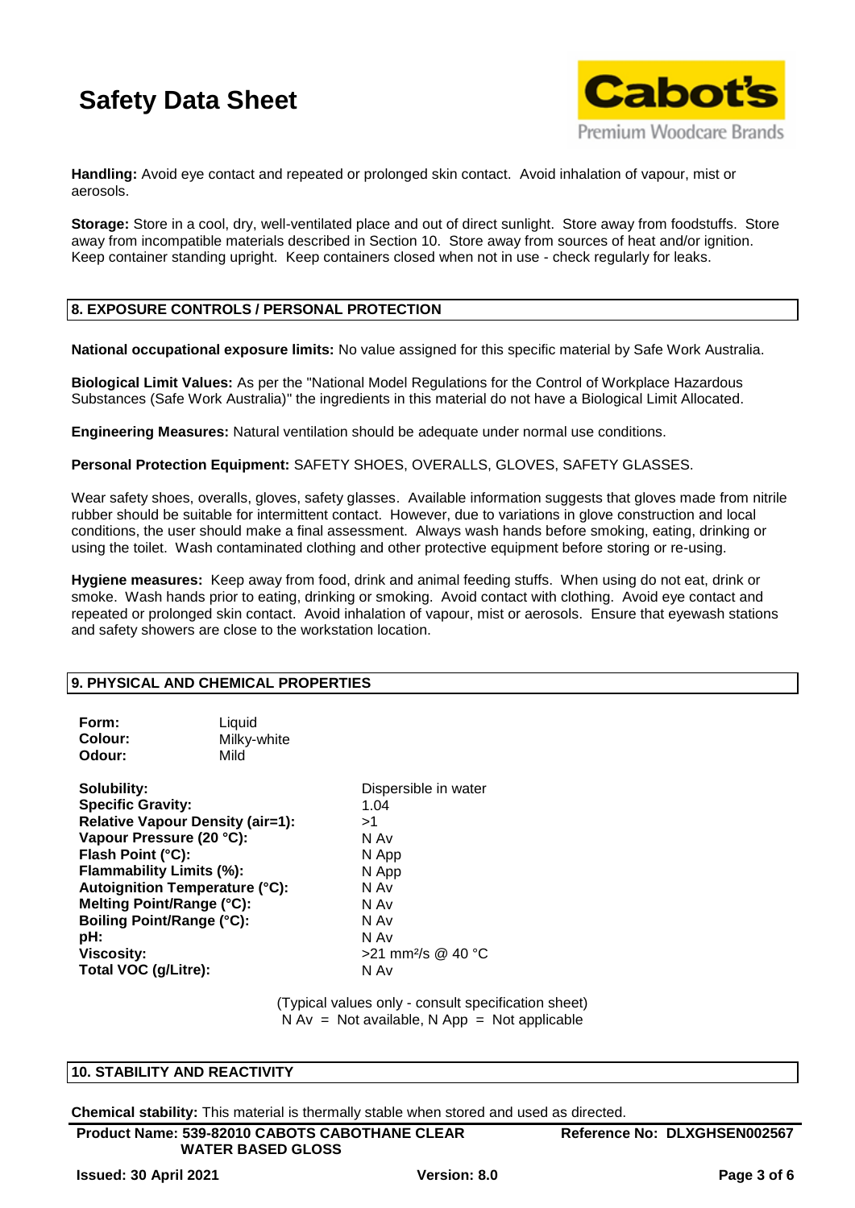**Handling:** Avoid eye contact and repeated or prolonged skin contact. Avoid inhalation of vapour, mist or aerosols.

**Storage:** Store in a cool, dry, well-ventilated place and out of direct sunlight. Store away from foodstuffs. Store away from incompatible materials described in Section 10. Store away from sources of heat and/or ignition. Keep container standing upright. Keep containers closed when not in use - check regularly for leaks.

## 8. EXPOSURE CONTROLS / PERSONAL PROTECTION

**National occupational exposure limits:** No value assigned for this specific material by Safe Work Australia.

**Biological Limit Values:** As per the "National Model Regulations for the Control of Workplace Hazardous Substances (Safe Work Australia)" the ingredients in this material do not have a Biological Limit Allocated.

**Engineering Measures:** Natural ventilation should be adequate under normal use conditions.

**Personal Protection Equipment:** SAFETY SHOES, OVERALLS, GLOVES, SAFETY GLASSES.

Wear safety shoes, overalls, gloves, safety glasses. Available information suggests that gloves made from nitrile rubber should be suitable for intermittent contact. However, due to variations in glove construction and local conditions, the user should make a final assessment. Always wash hands before smoking, eating, drinking or using the toilet. Wash contaminated clothing and other protective equipment before storing or re-using.

**Hygiene measures:** Keep away from food, drink and animal feeding stuffs. When using do not eat, drink or smoke. Wash hands prior to eating, drinking or smoking. Avoid contact with clothing. Avoid eye contact and repeated or prolonged skin contact. Avoid inhalation of vapour, mist or aerosols. Ensure that eyewash stations and safety showers are close to the workstation location.

## 9. PHYSICAL AND CHEMICAL PROPERTIES

| | |
|---|---|
| **Form:** | Liquid |
| **Colour:** | Milky-white |
| **Odour:** | Mild |

| | |
|---|---|
| **Solubility:** | Dispersible in water |
| **Specific Gravity:** | 1.04 |
| **Relative Vapour Density (air=1):** | >1 |
| **Vapour Pressure (20 °C):** | N Av |
| **Flash Point (°C):** | N App |
| **Flammability Limits (%):** | N App |
| **Autoignition Temperature (°C):** | N Av |
| **Melting Point/Range (°C):** | N Av |
| **Boiling Point/Range (°C):** | N Av |
| **pH:** | N Av |
| **Viscosity:** | >21 $mm^2/s$ @ 40 °C |
| **Total VOC (g/Litre):** | N Av |

(Typical values only - consult specification sheet)
N Av = Not available, N App = Not applicable

## 10. STABILITY AND REACTIVITY

**Chemical stability:** This material is thermally stable when stored and used as directed.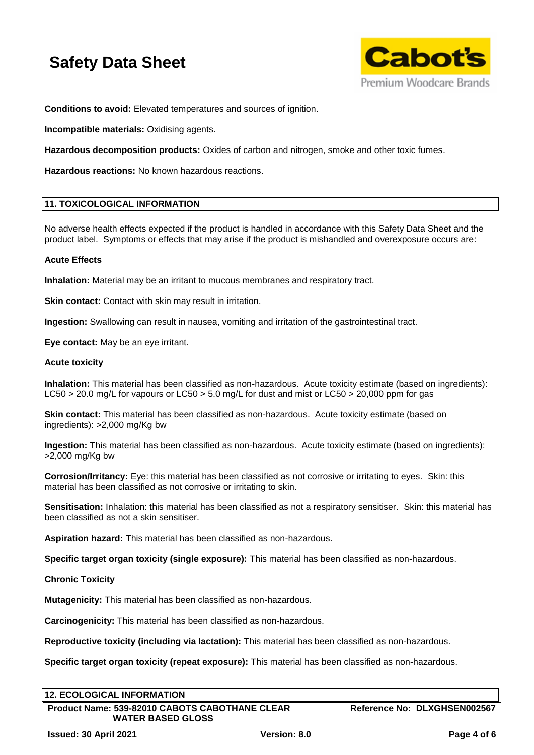**Conditions to avoid:** Elevated temperatures and sources of ignition.

**Incompatible materials:** Oxidising agents.

**Hazardous decomposition products:** Oxides of carbon and nitrogen, smoke and other toxic fumes.

**Hazardous reactions:** No known hazardous reactions.

## 11. TOXICOLOGICAL INFORMATION

No adverse health effects expected if the product is handled in accordance with this Safety Data Sheet and the product label. Symptoms or effects that may arise if the product is mishandled and overexposure occurs are:

**Acute Effects**

**Inhalation:** Material may be an irritant to mucous membranes and respiratory tract.

**Skin contact:** Contact with skin may result in irritation.

**Ingestion:** Swallowing can result in nausea, vomiting and irritation of the gastrointestinal tract.

**Eye contact:** May be an eye irritant.

**Acute toxicity**

**Inhalation:** This material has been classified as non-hazardous. Acute toxicity estimate (based on ingredients): LC50 > 20.0 mg/L for vapours or LC50 > 5.0 mg/L for dust and mist or LC50 > 20,000 ppm for gas

**Skin contact:** This material has been classified as non-hazardous. Acute toxicity estimate (based on ingredients): >2,000 mg/Kg bw

**Ingestion:** This material has been classified as non-hazardous. Acute toxicity estimate (based on ingredients): >2,000 mg/Kg bw

**Corrosion/Irritancy:** Eye: this material has been classified as not corrosive or irritating to eyes. Skin: this material has been classified as not corrosive or irritating to skin.

**Sensitisation:** Inhalation: this material has been classified as not a respiratory sensitiser. Skin: this material has been classified as not a skin sensitiser.

**Aspiration hazard:** This material has been classified as non-hazardous.

**Specific target organ toxicity (single exposure):** This material has been classified as non-hazardous.

**Chronic Toxicity**

**Mutagenicity:** This material has been classified as non-hazardous.

**Carcinogenicity:** This material has been classified as non-hazardous.

**Reproductive toxicity (including via lactation):** This material has been classified as non-hazardous.

**Specific target organ toxicity (repeat exposure):** This material has been classified as non-hazardous.

## 12. ECOLOGICAL INFORMATION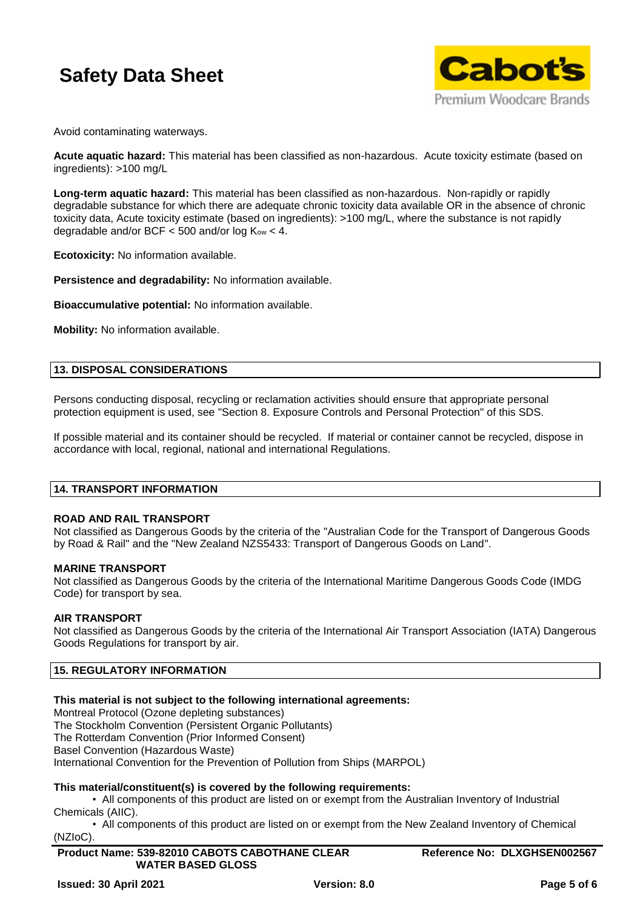Avoid contaminating waterways.

**Acute aquatic hazard:** This material has been classified as non-hazardous. Acute toxicity estimate (based on ingredients): >100 mg/L

**Long-term aquatic hazard:** This material has been classified as non-hazardous. Non-rapidly or rapidly degradable substance for which there are adequate chronic toxicity data available OR in the absence of chronic toxicity data, Acute toxicity estimate (based on ingredients): >100 mg/L, where the substance is not rapidly degradable and/or BCF < 500 and/or log $K_{ow}$ < 4.

**Ecotoxicity:** No information available.

**Persistence and degradability:** No information available.

**Bioaccumulative potential:** No information available.

**Mobility:** No information available.

## 13. DISPOSAL CONSIDERATIONS

Persons conducting disposal, recycling or reclamation activities should ensure that appropriate personal protection equipment is used, see "Section 8. Exposure Controls and Personal Protection" of this SDS.

If possible material and its container should be recycled. If material or container cannot be recycled, dispose in accordance with local, regional, national and international Regulations.

## 14. TRANSPORT INFORMATION

### ROAD AND RAIL TRANSPORT

Not classified as Dangerous Goods by the criteria of the "Australian Code for the Transport of Dangerous Goods by Road & Rail" and the "New Zealand NZS5433: Transport of Dangerous Goods on Land".

### MARINE TRANSPORT

Not classified as Dangerous Goods by the criteria of the International Maritime Dangerous Goods Code (IMDG Code) for transport by sea.

### AIR TRANSPORT

Not classified as Dangerous Goods by the criteria of the International Air Transport Association (IATA) Dangerous Goods Regulations for transport by air.

## 15. REGULATORY INFORMATION

**This material is not subject to the following international agreements:**

Montreal Protocol (Ozone depleting substances)
The Stockholm Convention (Persistent Organic Pollutants)
The Rotterdam Convention (Prior Informed Consent)
Basel Convention (Hazardous Waste)
International Convention for the Prevention of Pollution from Ships (MARPOL)

**This material/constituent(s) is covered by the following requirements:**

- All components of this product are listed on or exempt from the Australian Inventory of Industrial Chemicals (AIIC).
- All components of this product are listed on or exempt from the New Zealand Inventory of Chemical (NZIoC).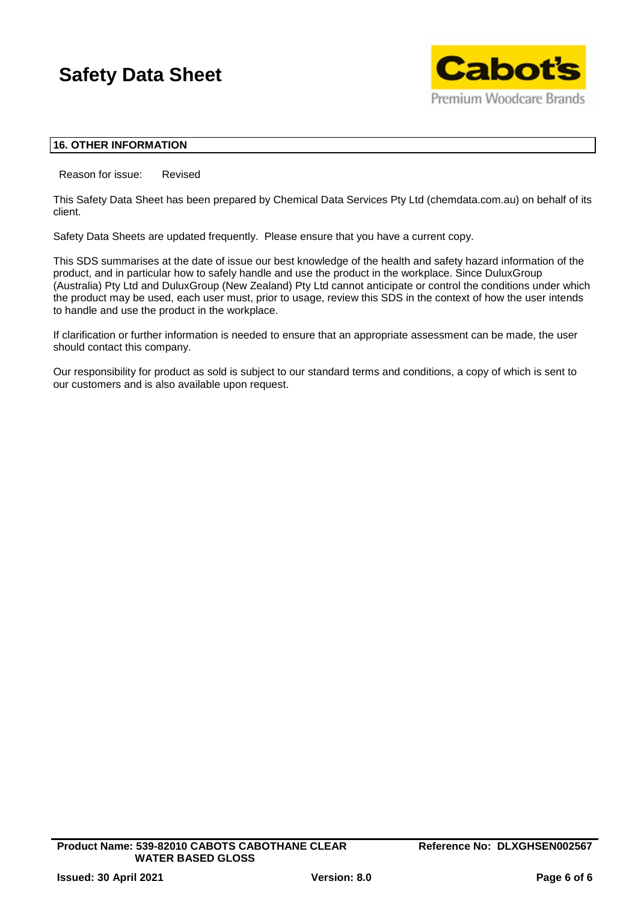## 16. OTHER INFORMATION

Reason for issue: Revised

This Safety Data Sheet has been prepared by Chemical Data Services Pty Ltd (chemdata.com.au) on behalf of its client.

Safety Data Sheets are updated frequently. Please ensure that you have a current copy.

This SDS summarises at the date of issue our best knowledge of the health and safety hazard information of the product, and in particular how to safely handle and use the product in the workplace. Since DuluxGroup (Australia) Pty Ltd and DuluxGroup (New Zealand) Pty Ltd cannot anticipate or control the conditions under which the product may be used, each user must, prior to usage, review this SDS in the context of how the user intends to handle and use the product in the workplace.

If clarification or further information is needed to ensure that an appropriate assessment can be made, the user should contact this company.

Our responsibility for product as sold is subject to our standard terms and conditions, a copy of which is sent to our customers and is also available upon request.